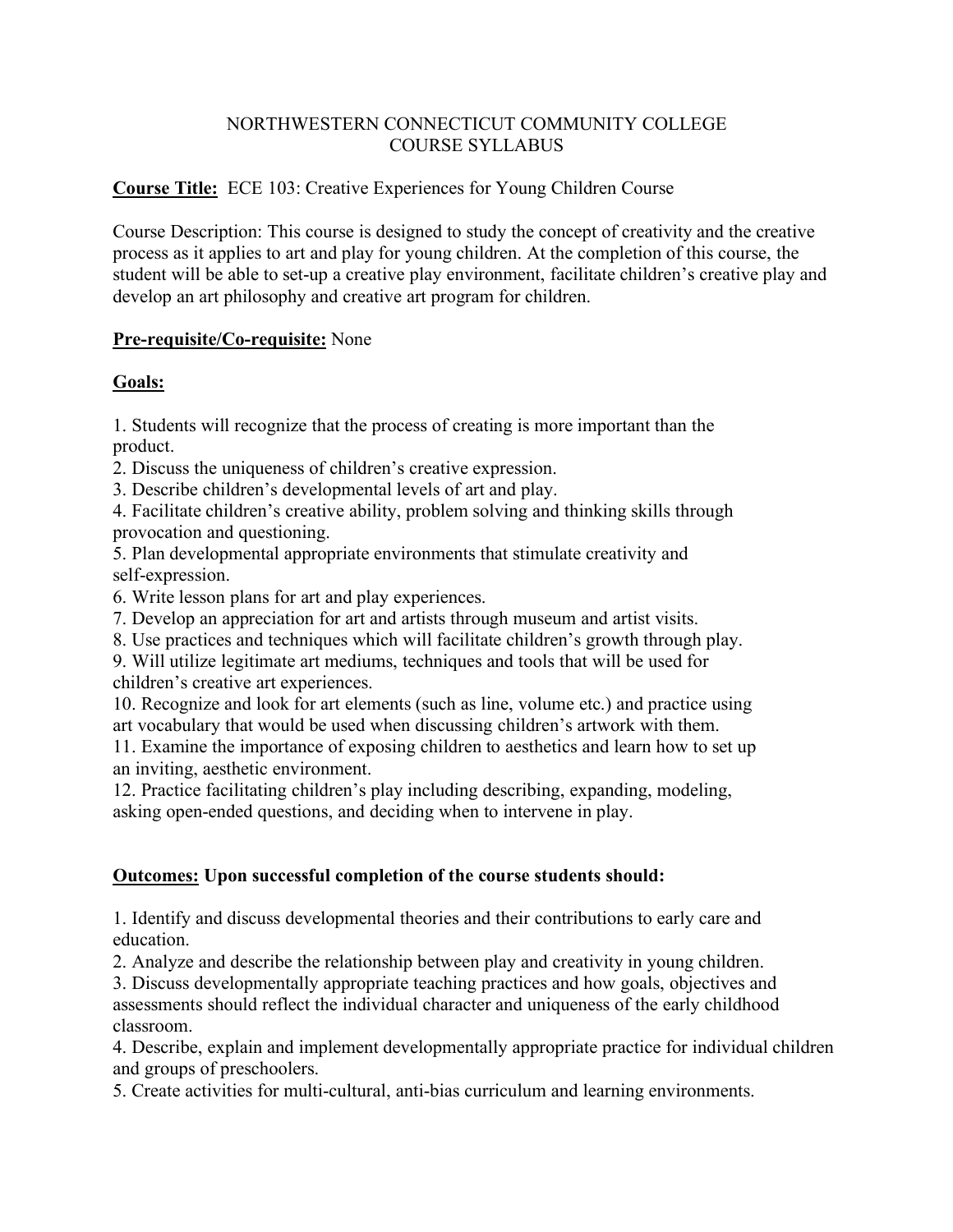NORTHWESTERN CONNECTICUT COMMUNITY COLLEGE
COURSE SYLLABUS

**Course Title:** ECE 103: Creative Experiences for Young Children Course

Course Description: This course is designed to study the concept of creativity and the creative process as it applies to art and play for young children. At the completion of this course, the student will be able to set-up a creative play environment, facilitate children's creative play and develop an art philosophy and creative art program for children.

**Pre-requisite/Co-requisite:** None

**Goals:**

1. Students will recognize that the process of creating is more important than the product.
2. Discuss the uniqueness of children's creative expression.
3. Describe children's developmental levels of art and play.
4. Facilitate children's creative ability, problem solving and thinking skills through provocation and questioning.
5. Plan developmental appropriate environments that stimulate creativity and self-expression.
6. Write lesson plans for art and play experiences.
7. Develop an appreciation for art and artists through museum and artist visits.
8. Use practices and techniques which will facilitate children's growth through play.
9. Will utilize legitimate art mediums, techniques and tools that will be used for children's creative art experiences.
10. Recognize and look for art elements (such as line, volume etc.) and practice using art vocabulary that would be used when discussing children's artwork with them.
11. Examine the importance of exposing children to aesthetics and learn how to set up an inviting, aesthetic environment.
12. Practice facilitating children's play including describing, expanding, modeling, asking open-ended questions, and deciding when to intervene in play.

**Outcomes: Upon successful completion of the course students should:**

1. Identify and discuss developmental theories and their contributions to early care and education.
2. Analyze and describe the relationship between play and creativity in young children.
3. Discuss developmentally appropriate teaching practices and how goals, objectives and assessments should reflect the individual character and uniqueness of the early childhood classroom.
4. Describe, explain and implement developmentally appropriate practice for individual children and groups of preschoolers.
5. Create activities for multi-cultural, anti-bias curriculum and learning environments.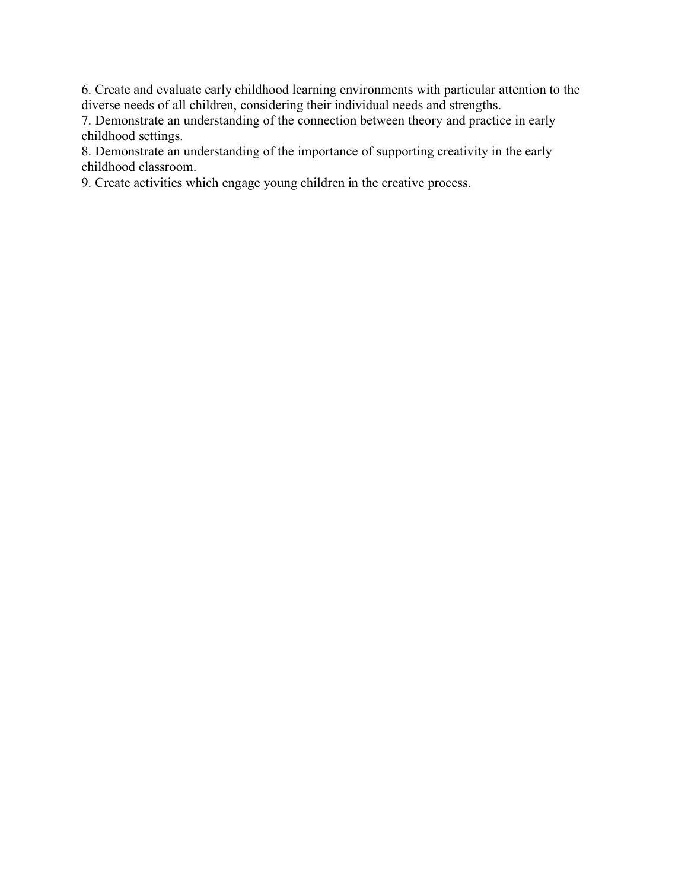6. Create and evaluate early childhood learning environments with particular attention to the diverse needs of all children, considering their individual needs and strengths.
7. Demonstrate an understanding of the connection between theory and practice in early childhood settings.
8. Demonstrate an understanding of the importance of supporting creativity in the early childhood classroom.
9. Create activities which engage young children in the creative process.